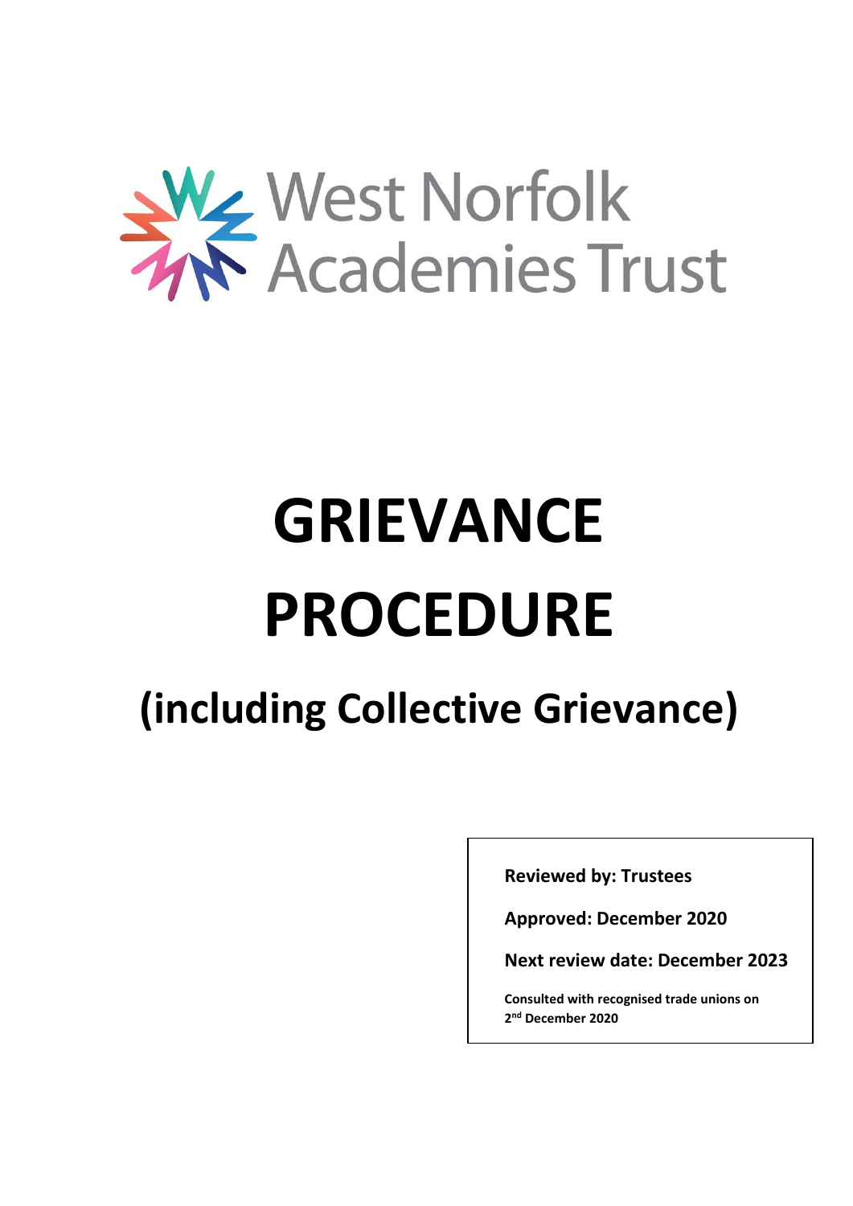West Norfolk Academies Trust

# GRIEVANCE PROCEDURE

## (including Collective Grievance)

**Reviewed by: Trustees**

**Approved: December 2020**

**Next review date: December 2023**

**Consulted with recognised trade unions on 2nd December 2020**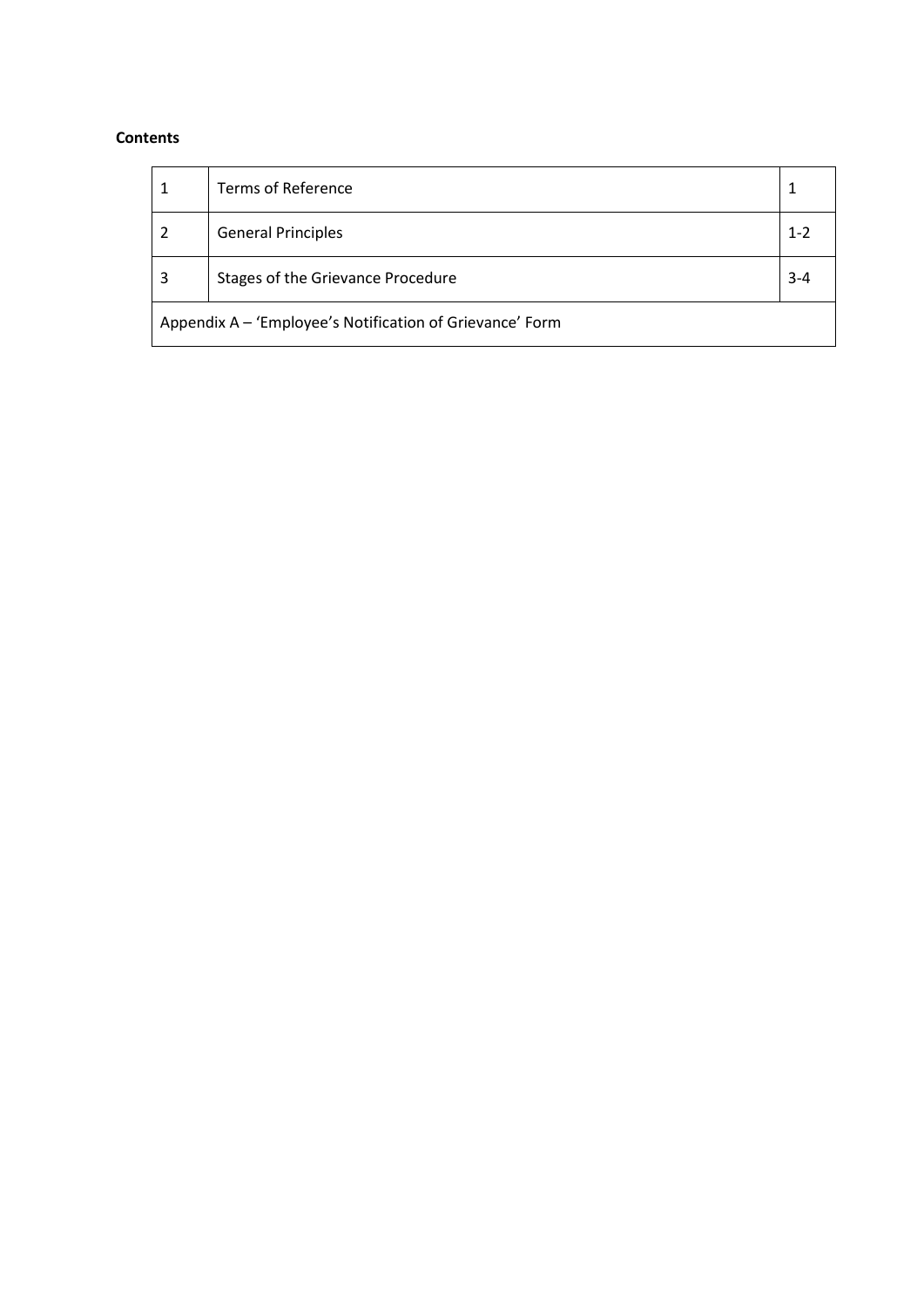**Contents**

| 1 | Terms of Reference | 1 |
|---|---|---|
| 2 | General Principles | 1-2 |
| 3 | Stages of the Grievance Procedure | 3-4 |
| Appendix A – 'Employee's Notification of Grievance' Form | | |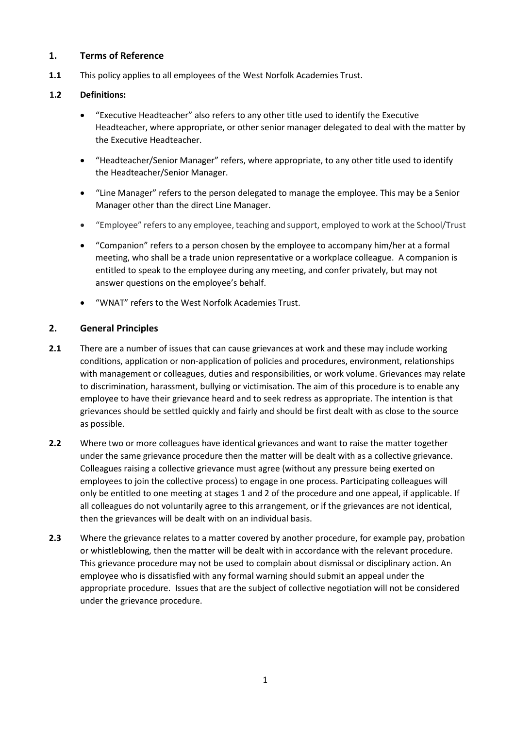## 1. Terms of Reference

**1.1** This policy applies to all employees of the West Norfolk Academies Trust.

**1.2 Definitions:**

- "Executive Headteacher" also refers to any other title used to identify the Executive Headteacher, where appropriate, or other senior manager delegated to deal with the matter by the Executive Headteacher.
- "Headteacher/Senior Manager" refers, where appropriate, to any other title used to identify the Headteacher/Senior Manager.
- "Line Manager" refers to the person delegated to manage the employee. This may be a Senior Manager other than the direct Line Manager.
- "Employee" refers to any employee, teaching and support, employed to work at the School/Trust
- "Companion" refers to a person chosen by the employee to accompany him/her at a formal meeting, who shall be a trade union representative or a workplace colleague. A companion is entitled to speak to the employee during any meeting, and confer privately, but may not answer questions on the employee's behalf.
- "WNAT" refers to the West Norfolk Academies Trust.

## 2. General Principles

**2.1** There are a number of issues that can cause grievances at work and these may include working conditions, application or non-application of policies and procedures, environment, relationships with management or colleagues, duties and responsibilities, or work volume. Grievances may relate to discrimination, harassment, bullying or victimisation. The aim of this procedure is to enable any employee to have their grievance heard and to seek redress as appropriate. The intention is that grievances should be settled quickly and fairly and should be first dealt with as close to the source as possible.

**2.2** Where two or more colleagues have identical grievances and want to raise the matter together under the same grievance procedure then the matter will be dealt with as a collective grievance. Colleagues raising a collective grievance must agree (without any pressure being exerted on employees to join the collective process) to engage in one process. Participating colleagues will only be entitled to one meeting at stages 1 and 2 of the procedure and one appeal, if applicable. If all colleagues do not voluntarily agree to this arrangement, or if the grievances are not identical, then the grievances will be dealt with on an individual basis.

**2.3** Where the grievance relates to a matter covered by another procedure, for example pay, probation or whistleblowing, then the matter will be dealt with in accordance with the relevant procedure. This grievance procedure may not be used to complain about dismissal or disciplinary action. An employee who is dissatisfied with any formal warning should submit an appeal under the appropriate procedure. Issues that are the subject of collective negotiation will not be considered under the grievance procedure.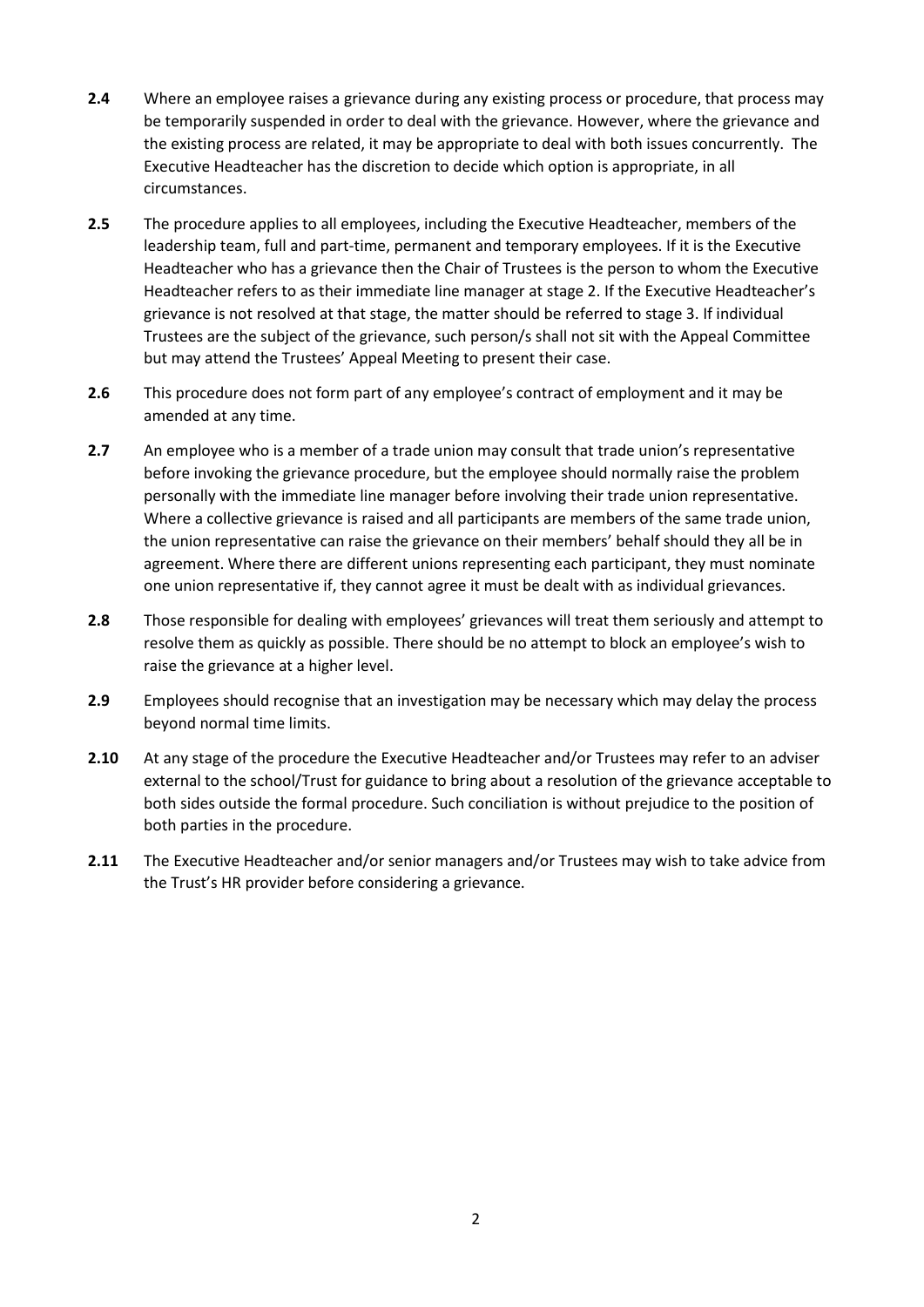**2.4** Where an employee raises a grievance during any existing process or procedure, that process may be temporarily suspended in order to deal with the grievance. However, where the grievance and the existing process are related, it may be appropriate to deal with both issues concurrently. The Executive Headteacher has the discretion to decide which option is appropriate, in all circumstances.

**2.5** The procedure applies to all employees, including the Executive Headteacher, members of the leadership team, full and part-time, permanent and temporary employees. If it is the Executive Headteacher who has a grievance then the Chair of Trustees is the person to whom the Executive Headteacher refers to as their immediate line manager at stage 2. If the Executive Headteacher's grievance is not resolved at that stage, the matter should be referred to stage 3. If individual Trustees are the subject of the grievance, such person/s shall not sit with the Appeal Committee but may attend the Trustees' Appeal Meeting to present their case.

**2.6** This procedure does not form part of any employee's contract of employment and it may be amended at any time.

**2.7** An employee who is a member of a trade union may consult that trade union's representative before invoking the grievance procedure, but the employee should normally raise the problem personally with the immediate line manager before involving their trade union representative. Where a collective grievance is raised and all participants are members of the same trade union, the union representative can raise the grievance on their members' behalf should they all be in agreement. Where there are different unions representing each participant, they must nominate one union representative if, they cannot agree it must be dealt with as individual grievances.

**2.8** Those responsible for dealing with employees' grievances will treat them seriously and attempt to resolve them as quickly as possible. There should be no attempt to block an employee's wish to raise the grievance at a higher level.

**2.9** Employees should recognise that an investigation may be necessary which may delay the process beyond normal time limits.

**2.10** At any stage of the procedure the Executive Headteacher and/or Trustees may refer to an adviser external to the school/Trust for guidance to bring about a resolution of the grievance acceptable to both sides outside the formal procedure. Such conciliation is without prejudice to the position of both parties in the procedure.

**2.11** The Executive Headteacher and/or senior managers and/or Trustees may wish to take advice from the Trust's HR provider before considering a grievance.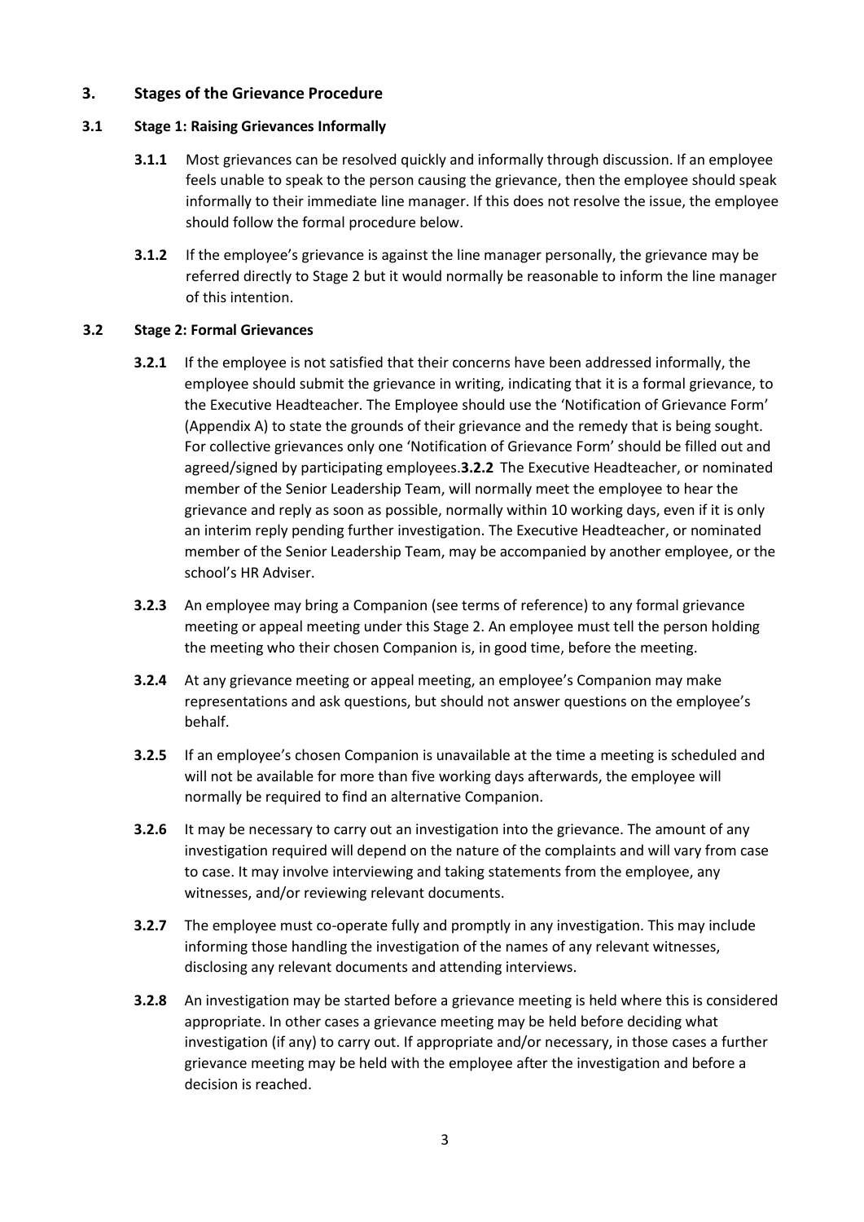## 3. Stages of the Grievance Procedure

### 3.1 Stage 1: Raising Grievances Informally

**3.1.1** Most grievances can be resolved quickly and informally through discussion. If an employee feels unable to speak to the person causing the grievance, then the employee should speak informally to their immediate line manager. If this does not resolve the issue, the employee should follow the formal procedure below.

**3.1.2** If the employee's grievance is against the line manager personally, the grievance may be referred directly to Stage 2 but it would normally be reasonable to inform the line manager of this intention.

### 3.2 Stage 2: Formal Grievances

**3.2.1** If the employee is not satisfied that their concerns have been addressed informally, the employee should submit the grievance in writing, indicating that it is a formal grievance, to the Executive Headteacher. The Employee should use the 'Notification of Grievance Form' (Appendix A) to state the grounds of their grievance and the remedy that is being sought. For collective grievances only one 'Notification of Grievance Form' should be filled out and agreed/signed by participating employees.

**3.2.2** The Executive Headteacher, or nominated member of the Senior Leadership Team, will normally meet the employee to hear the grievance and reply as soon as possible, normally within 10 working days, even if it is only an interim reply pending further investigation. The Executive Headteacher, or nominated member of the Senior Leadership Team, may be accompanied by another employee, or the school's HR Adviser.

**3.2.3** An employee may bring a Companion (see terms of reference) to any formal grievance meeting or appeal meeting under this Stage 2. An employee must tell the person holding the meeting who their chosen Companion is, in good time, before the meeting.

**3.2.4** At any grievance meeting or appeal meeting, an employee's Companion may make representations and ask questions, but should not answer questions on the employee's behalf.

**3.2.5** If an employee's chosen Companion is unavailable at the time a meeting is scheduled and will not be available for more than five working days afterwards, the employee will normally be required to find an alternative Companion.

**3.2.6** It may be necessary to carry out an investigation into the grievance. The amount of any investigation required will depend on the nature of the complaints and will vary from case to case. It may involve interviewing and taking statements from the employee, any witnesses, and/or reviewing relevant documents.

**3.2.7** The employee must co-operate fully and promptly in any investigation. This may include informing those handling the investigation of the names of any relevant witnesses, disclosing any relevant documents and attending interviews.

**3.2.8** An investigation may be started before a grievance meeting is held where this is considered appropriate. In other cases a grievance meeting may be held before deciding what investigation (if any) to carry out. If appropriate and/or necessary, in those cases a further grievance meeting may be held with the employee after the investigation and before a decision is reached.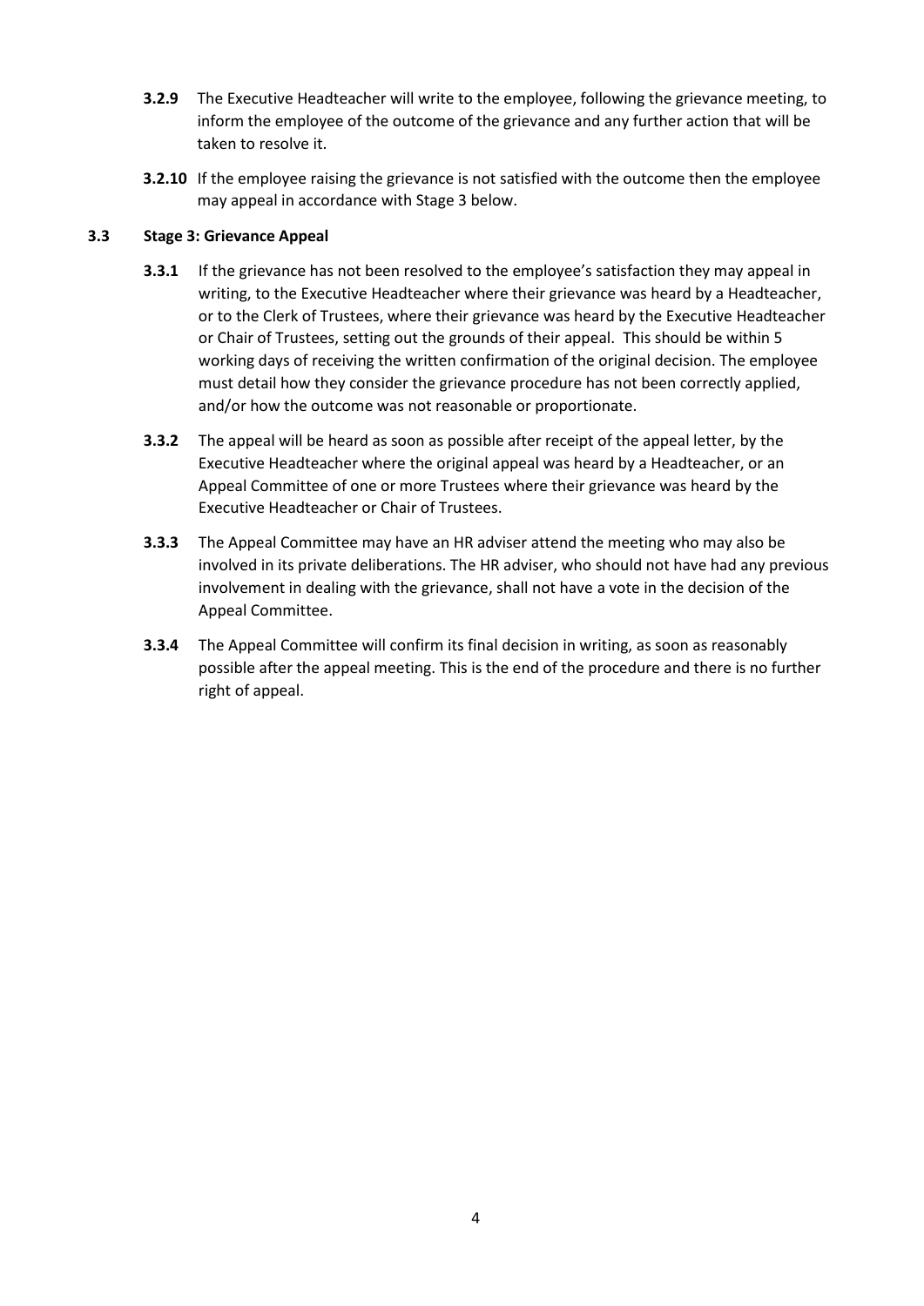**3.2.9** The Executive Headteacher will write to the employee, following the grievance meeting, to inform the employee of the outcome of the grievance and any further action that will be taken to resolve it.

**3.2.10** If the employee raising the grievance is not satisfied with the outcome then the employee may appeal in accordance with Stage 3 below.

### 3.3 Stage 3: Grievance Appeal

**3.3.1** If the grievance has not been resolved to the employee's satisfaction they may appeal in writing, to the Executive Headteacher where their grievance was heard by a Headteacher, or to the Clerk of Trustees, where their grievance was heard by the Executive Headteacher or Chair of Trustees, setting out the grounds of their appeal. This should be within 5 working days of receiving the written confirmation of the original decision. The employee must detail how they consider the grievance procedure has not been correctly applied, and/or how the outcome was not reasonable or proportionate.

**3.3.2** The appeal will be heard as soon as possible after receipt of the appeal letter, by the Executive Headteacher where the original appeal was heard by a Headteacher, or an Appeal Committee of one or more Trustees where their grievance was heard by the Executive Headteacher or Chair of Trustees.

**3.3.3** The Appeal Committee may have an HR adviser attend the meeting who may also be involved in its private deliberations. The HR adviser, who should not have had any previous involvement in dealing with the grievance, shall not have a vote in the decision of the Appeal Committee.

**3.3.4** The Appeal Committee will confirm its final decision in writing, as soon as reasonably possible after the appeal meeting. This is the end of the procedure and there is no further right of appeal.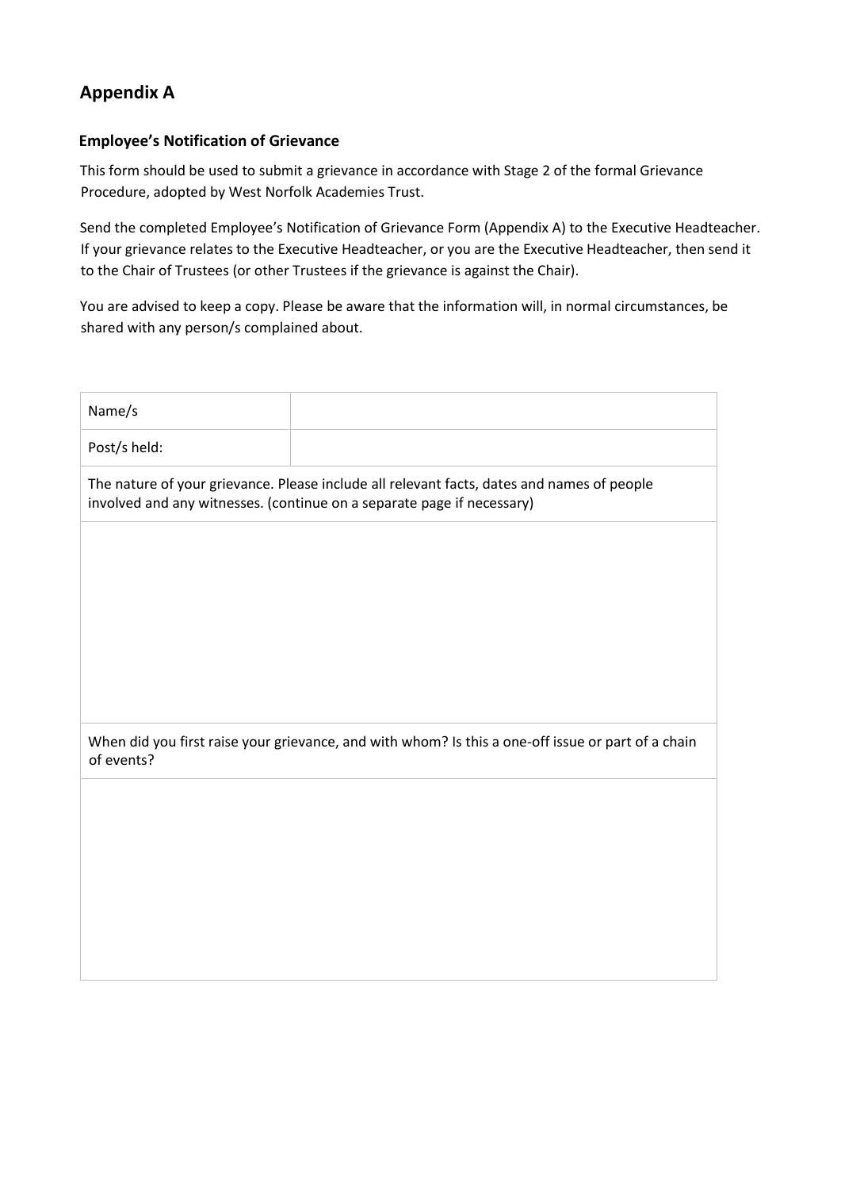## Appendix A

### Employee's Notification of Grievance

This form should be used to submit a grievance in accordance with Stage 2 of the formal Grievance Procedure, adopted by West Norfolk Academies Trust.

Send the completed Employee's Notification of Grievance Form (Appendix A) to the Executive Headteacher. If your grievance relates to the Executive Headteacher, or you are the Executive Headteacher, then send it to the Chair of Trustees (or other Trustees if the grievance is against the Chair).

You are advised to keep a copy. Please be aware that the information will, in normal circumstances, be shared with any person/s complained about.

| Name/s | |
|---|---|
| Post/s held: | |
| The nature of your grievance. Please include all relevant facts, dates and names of people involved and any witnesses. (continue on a separate page if necessary) | |
| | |
| When did you first raise your grievance, and with whom? Is this a one-off issue or part of a chain of events? | |
| | |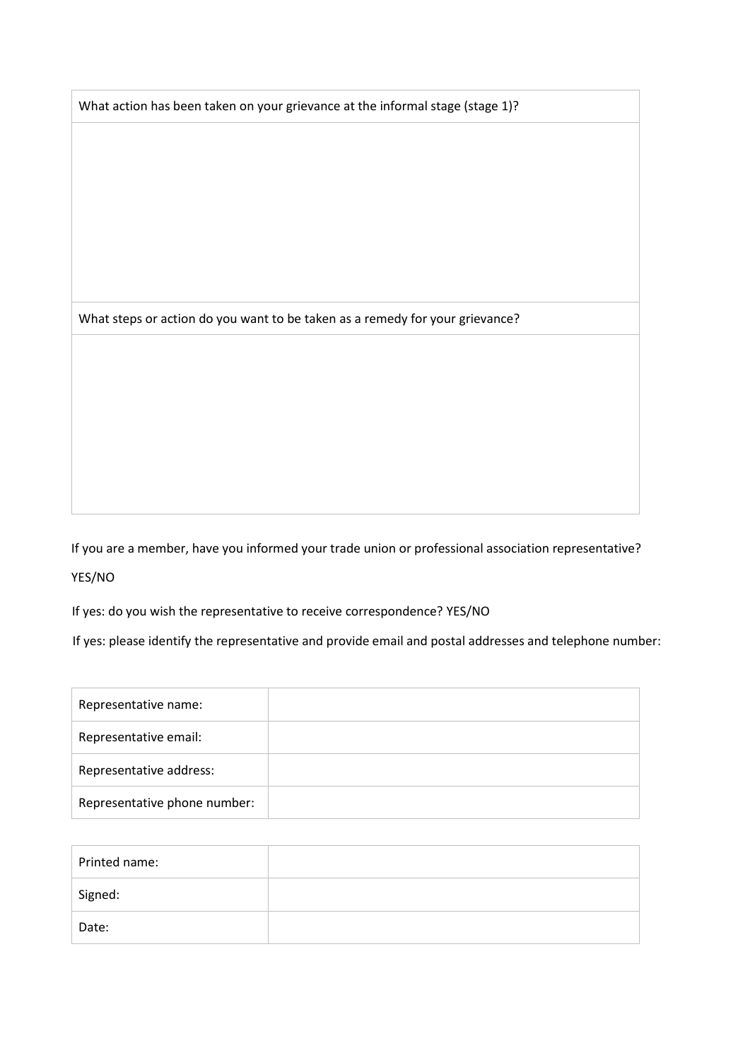| What action has been taken on your grievance at the informal stage (stage 1)? |
| --- |
| |

| What steps or action do you want to be taken as a remedy for your grievance? |
| --- |
| |

If you are a member, have you informed your trade union or professional association representative?

YES/NO

If yes: do you wish the representative to receive correspondence? YES/NO

If yes: please identify the representative and provide email and postal addresses and telephone number:

| | |
| --- | --- |
| Representative name: | |
| Representative email: | |
| Representative address: | |
| Representative phone number: | |

| | |
| --- | --- |
| Printed name: | |
| Signed: | |
| Date: | |